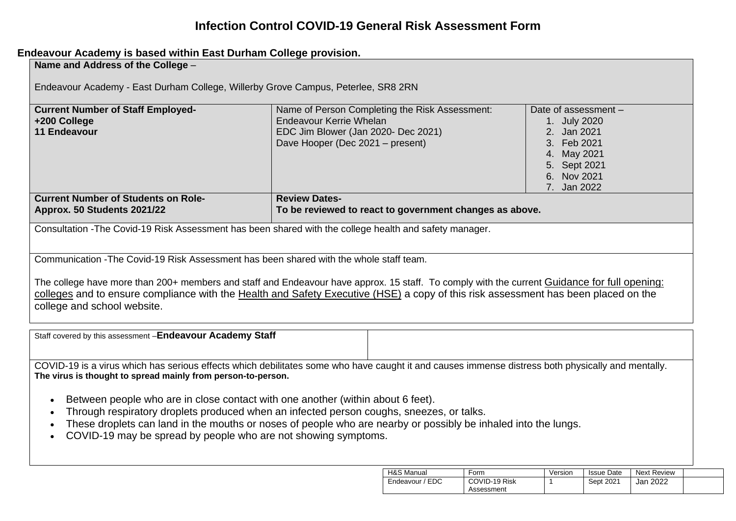# Infection Control COVID-19 General Risk Assessment Form

**Endeavour Academy is based within East Durham College provision.**

| **Name and Address of the College** – <br><br> Endeavour Academy - East Durham College, Willerby Grove Campus, Peterlee, SR8 2RN | | |
|---|---|---|
| **Current Number of Staff Employed-** <br> **+200 College** <br> **11 Endeavour** | Name of Person Completing the Risk Assessment: <br> Endeavour Kerrie Whelan <br> EDC Jim Blower (Jan 2020- Dec 2021) <br> Dave Hooper (Dec 2021 – present) | Date of assessment – <br> 1. July 2020 <br> 2. Jan 2021 <br> 3. Feb 2021 <br> 4. May 2021 <br> 5. Sept 2021 <br> 6. Nov 2021 <br> 7. Jan 2022 |
| **Current Number of Students on Role-** <br> **Approx. 50 Students 2021/22** | **Review Dates-** <br> **To be reviewed to react to government changes as above.** | |
| Consultation -The Covid-19 Risk Assessment has been shared with the college health and safety manager. | | |
| Communication -The Covid-19 Risk Assessment has been shared with the whole staff team. <br><br> The college have more than 200+ members and staff and Endeavour have approx. 15 staff. To comply with the current Guidance for full opening: colleges and to ensure compliance with the Health and Safety Executive (HSE) a copy of this risk assessment has been placed on the college and school website. | | |

| Staff covered by this assessment –**Endeavour Academy Staff** | |
|---|---|

COVID-19 is a virus which has serious effects which debilitates some who have caught it and causes immense distress both physically and mentally.
**The virus is thought to spread mainly from person-to-person.**

- Between people who are in close contact with one another (within about 6 feet).
- Through respiratory droplets produced when an infected person coughs, sneezes, or talks.
- These droplets can land in the mouths or noses of people who are nearby or possibly be inhaled into the lungs.
- COVID-19 may be spread by people who are not showing symptoms.

| H&S Manual | Form | Version | Issue Date | Next Review | |
|---|---|---|---|---|---|
| Endeavour / EDC | COVID-19 Risk Assessment | 1 | Sept 2021 | Jan 2022 | |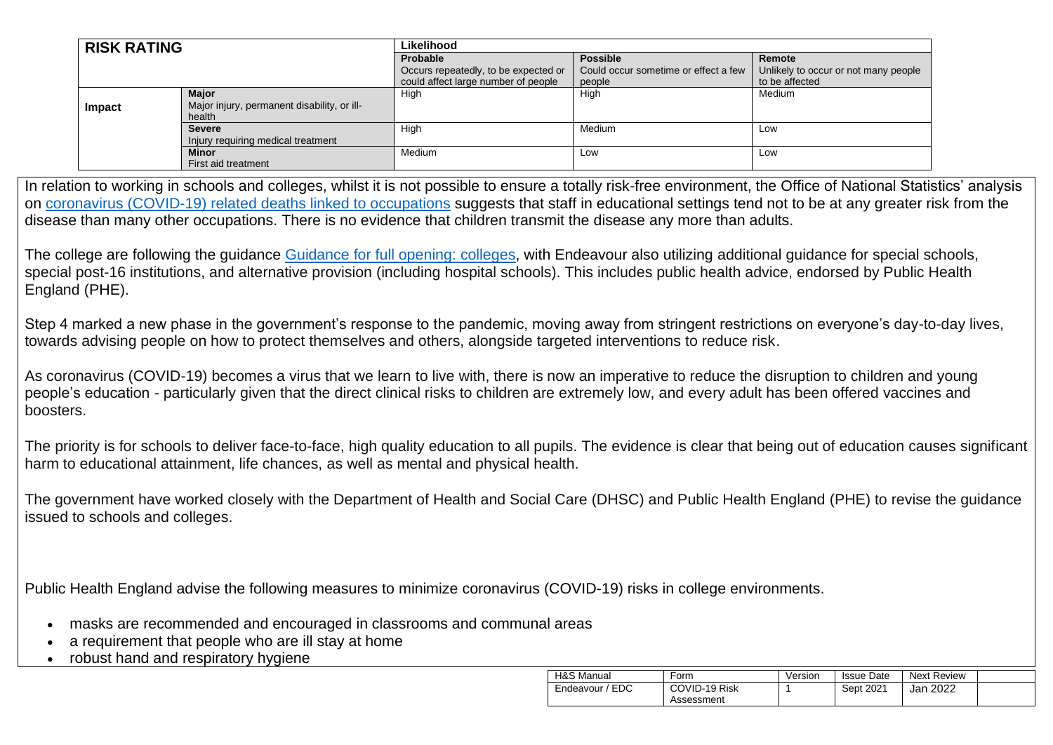| RISK RATING | | Likelihood | | |
|---|---|---|---|---|
| | | **Probable**<br>Occurs repeatedly, to be expected or could affect large number of people | **Possible**<br>Could occur sometime or effect a few people | **Remote**<br>Unlikely to occur or not many people to be affected |
| **Impact** | **Major**<br>Major injury, permanent disability, or ill-health | High | High | Medium |
| | **Severe**<br>Injury requiring medical treatment | High | Medium | Low |
| | **Minor**<br>First aid treatment | Medium | Low | Low |

In relation to working in schools and colleges, whilst it is not possible to ensure a totally risk-free environment, the Office of National Statistics' analysis on coronavirus (COVID-19) related deaths linked to occupations suggests that staff in educational settings tend not to be at any greater risk from the disease than many other occupations. There is no evidence that children transmit the disease any more than adults.

The college are following the guidance Guidance for full opening: colleges, with Endeavour also utilizing additional guidance for special schools, special post-16 institutions, and alternative provision (including hospital schools). This includes public health advice, endorsed by Public Health England (PHE).

Step 4 marked a new phase in the government's response to the pandemic, moving away from stringent restrictions on everyone's day-to-day lives, towards advising people on how to protect themselves and others, alongside targeted interventions to reduce risk.

As coronavirus (COVID-19) becomes a virus that we learn to live with, there is now an imperative to reduce the disruption to children and young people's education - particularly given that the direct clinical risks to children are extremely low, and every adult has been offered vaccines and boosters.

The priority is for schools to deliver face-to-face, high quality education to all pupils. The evidence is clear that being out of education causes significant harm to educational attainment, life chances, as well as mental and physical health.

The government have worked closely with the Department of Health and Social Care (DHSC) and Public Health England (PHE) to revise the guidance issued to schools and colleges.

Public Health England advise the following measures to minimize coronavirus (COVID-19) risks in college environments.

- masks are recommended and encouraged in classrooms and communal areas
- a requirement that people who are ill stay at home
- robust hand and respiratory hygiene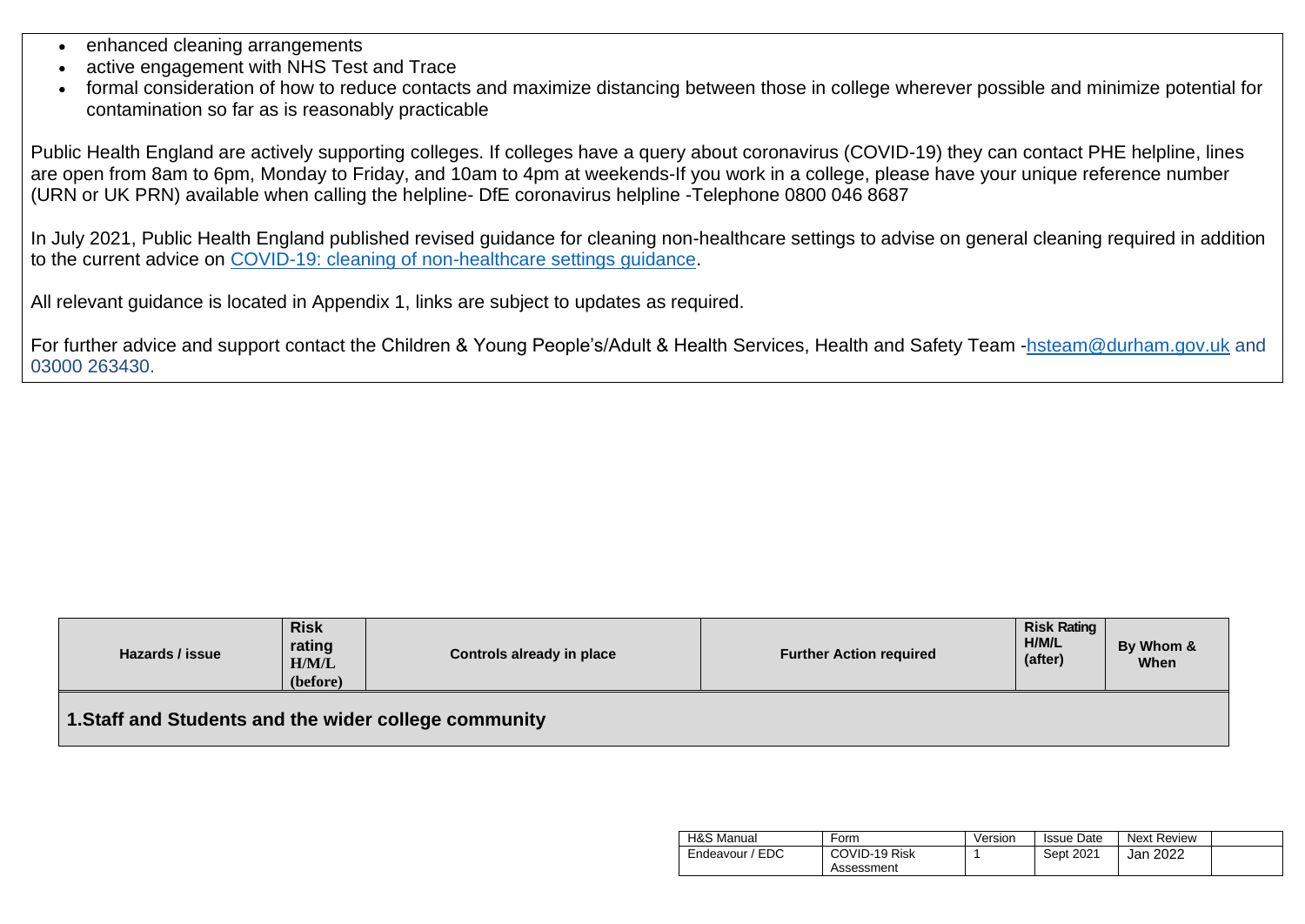- enhanced cleaning arrangements
- active engagement with NHS Test and Trace
- formal consideration of how to reduce contacts and maximize distancing between those in college wherever possible and minimize potential for contamination so far as is reasonably practicable

Public Health England are actively supporting colleges. If colleges have a query about coronavirus (COVID-19) they can contact PHE helpline, lines are open from 8am to 6pm, Monday to Friday, and 10am to 4pm at weekends-If you work in a college, please have your unique reference number (URN or UK PRN) available when calling the helpline- DfE coronavirus helpline -Telephone 0800 046 8687

In July 2021, Public Health England published revised guidance for cleaning non-healthcare settings to advise on general cleaning required in addition to the current advice on COVID-19: cleaning of non-healthcare settings guidance.

All relevant guidance is located in Appendix 1, links are subject to updates as required.

For further advice and support contact the Children & Young People's/Adult & Health Services, Health and Safety Team -hsteam@durham.gov.uk and 03000 263430.

| Hazards / issue | Risk rating H/M/L (before) | Controls already in place | Further Action required | Risk Rating H/M/L (after) | By Whom & When |
|---|---|---|---|---|---|
| **1.Staff and Students and the wider college community** | | | | | |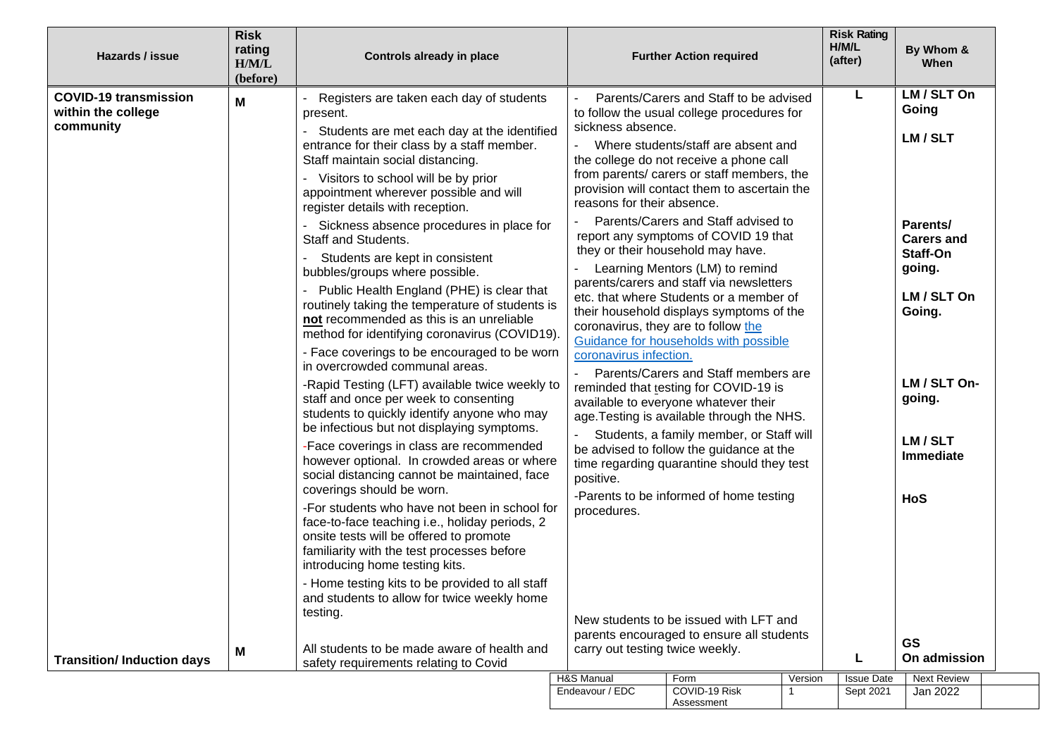| Hazards / issue | Risk rating H/M/L (before) | Controls already in place | Further Action required | Risk Rating H/M/L (after) | By Whom & When |
|---|---|---|---|---|---|
| **COVID-19 transmission within the college community** | **M** | - Registers are taken each day of students present.<br>- Students are met each day at the identified entrance for their class by a staff member. Staff maintain social distancing.<br>- Visitors to school will be by prior appointment wherever possible and will register details with reception.<br>- Sickness absence procedures in place for Staff and Students.<br>- Students are kept in consistent bubbles/groups where possible.<br>- Public Health England (PHE) is clear that routinely taking the temperature of students is **not** recommended as this is an unreliable method for identifying coronavirus (COVID19).<br>- Face coverings to be encouraged to be worn in overcrowded communal areas.<br>-Rapid Testing (LFT) available twice weekly to staff and once per week to consenting students to quickly identify anyone who may be infectious but not displaying symptoms.<br>-Face coverings in class are recommended however optional. In crowded areas or where social distancing cannot be maintained, face coverings should be worn.<br>-For students who have not been in school for face-to-face teaching i.e., holiday periods, 2 onsite tests will be offered to promote familiarity with the test processes before introducing home testing kits.<br>- Home testing kits to be provided to all staff and students to allow for twice weekly home testing. | - Parents/Carers and Staff to be advised to follow the usual college procedures for sickness absence.<br>- Where students/staff are absent and the college do not receive a phone call from parents/ carers or staff members, the provision will contact them to ascertain the reasons for their absence.<br>- Parents/Carers and Staff advised to report any symptoms of COVID 19 that they or their household may have.<br>- Learning Mentors (LM) to remind parents/carers and staff via newsletters etc. that where Students or a member of their household displays symptoms of the coronavirus, they are to follow the Guidance for households with possible coronavirus infection.<br>- Parents/Carers and Staff members are reminded that testing for COVID-19 is available to everyone whatever their age.Testing is available through the NHS.<br>- Students, a family member, or Staff will be advised to follow the guidance at the time regarding quarantine should they test positive.<br>-Parents to be informed of home testing procedures. | **L** | **LM / SLT On Going**<br>**LM / SLT**<br>**Parents/ Carers and Staff-On going.**<br>**LM / SLT On Going.**<br>**LM / SLT On-going.**<br>**LM / SLT Immediate**<br>**HoS** |
| **Transition/ Induction days** | **M** | All students to be made aware of health and safety requirements relating to Covid | New students to be issued with LFT and parents encouraged to ensure all students carry out testing twice weekly. | **L** | **GS On admission** |

| H&S Manual | Form | Version | Issue Date | Next Review |
|---|---|---|---|---|
| Endeavour / EDC | COVID-19 Risk Assessment | 1 | Sept 2021 | Jan 2022 |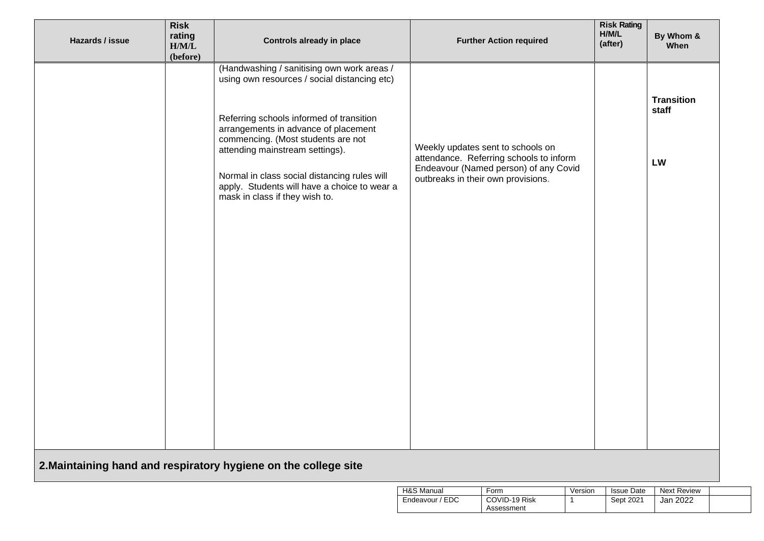| Hazards / issue | Risk rating H/M/L (before) | Controls already in place | Further Action required | Risk Rating H/M/L (after) | By Whom & When |
|---|---|---|---|---|---|
| | | (Handwashing / sanitising own work areas / using own resources / social distancing etc) | | | |
| | | Referring schools informed of transition arrangements in advance of placement commencing. (Most students are not attending mainstream settings). | Weekly updates sent to schools on attendance. Referring schools to inform Endeavour (Named person) of any Covid outbreaks in their own provisions. | | **Transition staff** |
| | | Normal in class social distancing rules will apply. Students will have a choice to wear a mask in class if they wish to. | | | **LW** |

## 2.Maintaining hand and respiratory hygiene on the college site

| H&S Manual | Form | Version | Issue Date | Next Review |
|---|---|---|---|---|
| Endeavour / EDC | COVID-19 Risk Assessment | 1 | Sept 2021 | Jan 2022 |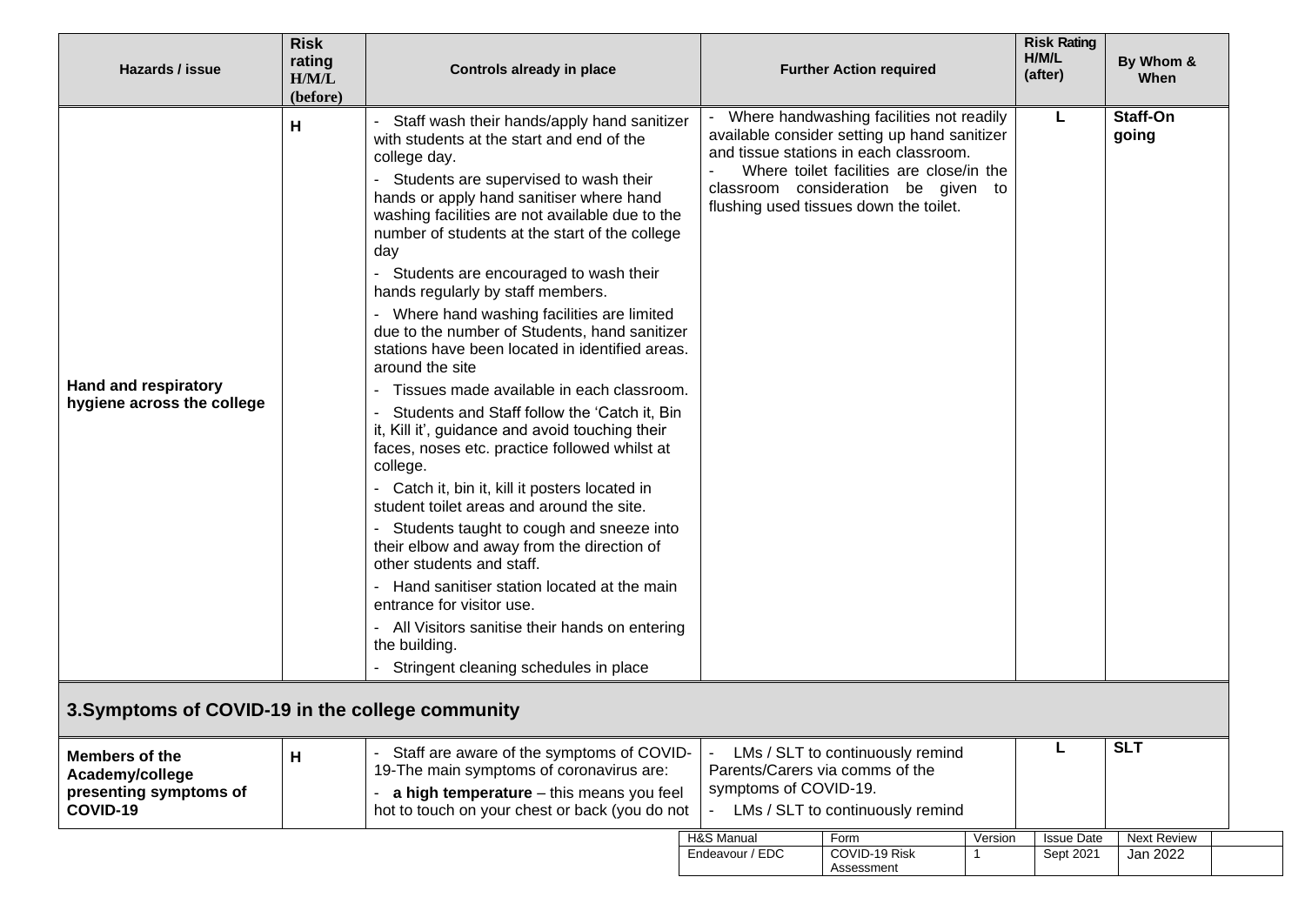| Hazards / issue | Risk rating H/M/L (before) | Controls already in place | Further Action required | Risk Rating H/M/L (after) | By Whom & When |
|---|---|---|---|---|---|
| **Hand and respiratory hygiene across the college** | **H** | - Staff wash their hands/apply hand sanitizer with students at the start and end of the college day.<br>- Students are supervised to wash their hands or apply hand sanitiser where hand washing facilities are not available due to the number of students at the start of the college day<br>- Students are encouraged to wash their hands regularly by staff members.<br>- Where hand washing facilities are limited due to the number of Students, hand sanitizer stations have been located in identified areas. around the site<br>- Tissues made available in each classroom.<br>- Students and Staff follow the 'Catch it, Bin it, Kill it', guidance and avoid touching their faces, noses etc. practice followed whilst at college.<br>- Catch it, bin it, kill it posters located in student toilet areas and around the site.<br>- Students taught to cough and sneeze into their elbow and away from the direction of other students and staff.<br>- Hand sanitiser station located at the main entrance for visitor use.<br>- All Visitors sanitise their hands on entering the building.<br>- Stringent cleaning schedules in place | - Where handwashing facilities not readily available consider setting up hand sanitizer and tissue stations in each classroom.<br>- Where toilet facilities are close/in the classroom consideration be given to flushing used tissues down the toilet. | **L** | **Staff-On going** |

## 3.Symptoms of COVID-19 in the college community

| Hazards / issue | Risk rating H/M/L (before) | Controls already in place | Further Action required | Risk Rating H/M/L (after) | By Whom & When |
|---|---|---|---|---|---|
| **Members of the Academy/college presenting symptoms of COVID-19** | **H** | - Staff are aware of the symptoms of COVID-19-The main symptoms of coronavirus are:<br>- **a high temperature** – this means you feel hot to touch on your chest or back (you do not | - LMs / SLT to continuously remind Parents/Carers via comms of the symptoms of COVID-19.<br>- LMs / SLT to continuously remind | **L** | **SLT** |

| H&S Manual | Form | Version | Issue Date | Next Review |
|---|---|---|---|---|
| Endeavour / EDC | COVID-19 Risk Assessment | 1 | Sept 2021 | Jan 2022 |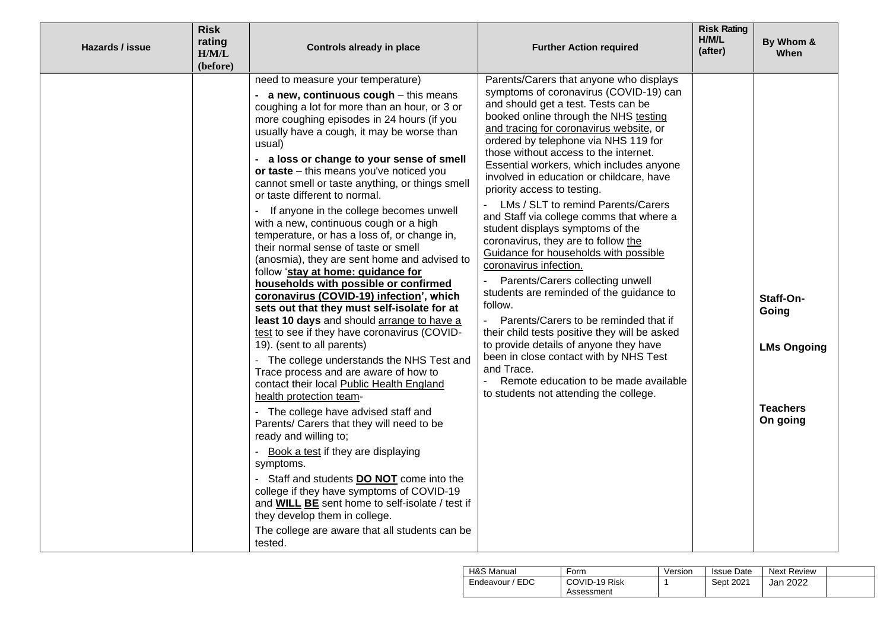| Hazards / issue | Risk rating H/M/L (before) | Controls already in place | Further Action required | Risk Rating H/M/L (after) | By Whom & When |
|---|---|---|---|---|---|
| | | need to measure your temperature)<br>- **a new, continuous cough** – this means coughing a lot for more than an hour, or 3 or more coughing episodes in 24 hours (if you usually have a cough, it may be worse than usual)<br>- **a loss or change to your sense of smell or taste** – this means you've noticed you cannot smell or taste anything, or things smell or taste different to normal.<br>- If anyone in the college becomes unwell with a new, continuous cough or a high temperature, or has a loss of, or change in, their normal sense of taste or smell (anosmia), they are sent home and advised to follow '**stay at home: guidance for households with possible or confirmed coronavirus (COVID-19) infection**', **which sets out that they must self-isolate for at least 10 days** and should arrange to have a test to see if they have coronavirus (COVID-19). (sent to all parents)<br>- The college understands the NHS Test and Trace process and are aware of how to contact their local Public Health England health protection team-<br>- The college have advised staff and Parents/ Carers that they will need to be ready and willing to;<br>- Book a test if they are displaying symptoms.<br>- Staff and students **DO NOT** come into the college if they have symptoms of COVID-19 and **WILL BE** sent home to self-isolate / test if they develop them in college.<br>The college are aware that all students can be tested. | Parents/Carers that anyone who displays symptoms of coronavirus (COVID-19) can and should get a test. Tests can be booked online through the NHS testing and tracing for coronavirus website, or ordered by telephone via NHS 119 for those without access to the internet. Essential workers, which includes anyone involved in education or childcare, have priority access to testing.<br>- LMs / SLT to remind Parents/Carers and Staff via college comms that where a student displays symptoms of the coronavirus, they are to follow the Guidance for households with possible coronavirus infection.<br>- Parents/Carers collecting unwell students are reminded of the guidance to follow.<br>- Parents/Carers to be reminded that if their child tests positive they will be asked to provide details of anyone they have been in close contact with by NHS Test and Trace.<br>- Remote education to be made available to students not attending the college. | | **Staff-On-Going**<br><br>**LMs Ongoing**<br><br>**Teachers On going** |

| H&S Manual | Form | Version | Issue Date | Next Review |
|---|---|---|---|---|
| Endeavour / EDC | COVID-19 Risk Assessment | 1 | Sept 2021 | Jan 2022 |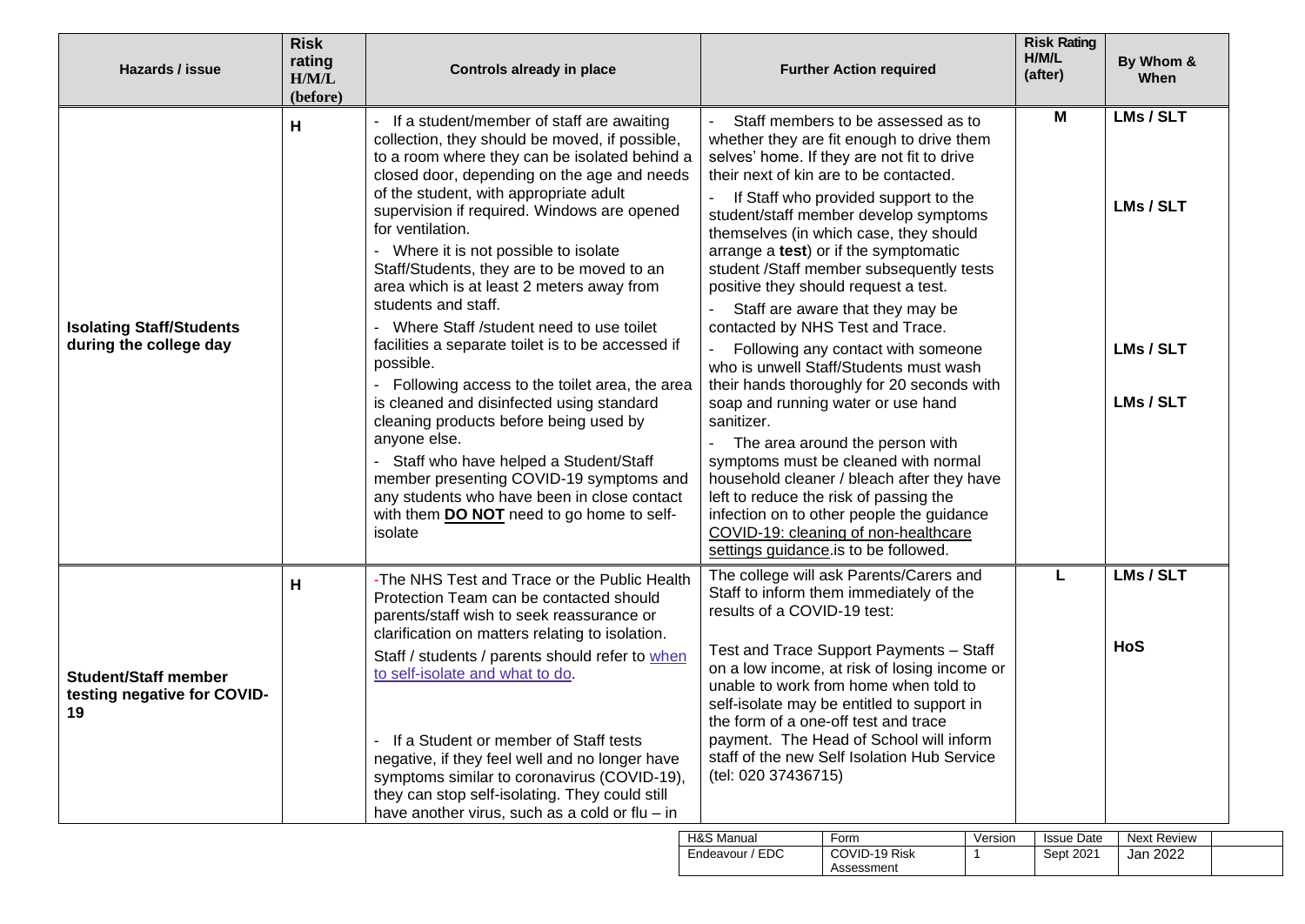| Hazards / issue | Risk rating H/M/L (before) | Controls already in place | Further Action required | Risk Rating H/M/L (after) | By Whom & When |
|---|---|---|---|---|---|
| **Isolating Staff/Students during the college day** | H | - If a student/member of staff are awaiting collection, they should be moved, if possible, to a room where they can be isolated behind a closed door, depending on the age and needs of the student, with appropriate adult supervision if required. Windows are opened for ventilation.<br>- Where it is not possible to isolate Staff/Students, they are to be moved to an area which is at least 2 meters away from students and staff.<br>- Where Staff /student need to use toilet facilities a separate toilet is to be accessed if possible.<br>- Following access to the toilet area, the area is cleaned and disinfected using standard cleaning products before being used by anyone else.<br>- Staff who have helped a Student/Staff member presenting COVID-19 symptoms and any students who have been in close contact with them **DO NOT** need to go home to self-isolate | - Staff members to be assessed as to whether they are fit enough to drive them selves' home. If they are not fit to drive their next of kin are to be contacted.<br>- If Staff who provided support to the student/staff member develop symptoms themselves (in which case, they should arrange a **test**) or if the symptomatic student /Staff member subsequently tests positive they should request a test.<br>- Staff are aware that they may be contacted by NHS Test and Trace.<br>- Following any contact with someone who is unwell Staff/Students must wash their hands thoroughly for 20 seconds with soap and running water or use hand sanitizer.<br>- The area around the person with symptoms must be cleaned with normal household cleaner / bleach after they have left to reduce the risk of passing the infection on to other people the guidance COVID-19: cleaning of non-healthcare settings guidance.is to be followed. | M | LMs / SLT<br><br>LMs / SLT<br><br>LMs / SLT<br><br>LMs / SLT |
| **Student/Staff member testing negative for COVID-19** | H | -The NHS Test and Trace or the Public Health Protection Team can be contacted should parents/staff wish to seek reassurance or clarification on matters relating to isolation.<br>Staff / students / parents should refer to when to self-isolate and what to do.<br><br>- If a Student or member of Staff tests negative, if they feel well and no longer have symptoms similar to coronavirus (COVID-19), they can stop self-isolating. They could still have another virus, such as a cold or flu – in | The college will ask Parents/Carers and Staff to inform them immediately of the results of a COVID-19 test:<br><br>Test and Trace Support Payments – Staff on a low income, at risk of losing income or unable to work from home when told to self-isolate may be entitled to support in the form of a one-off test and trace payment. The Head of School will inform staff of the new Self Isolation Hub Service (tel: 020 37436715) | L | LMs / SLT<br><br>HoS |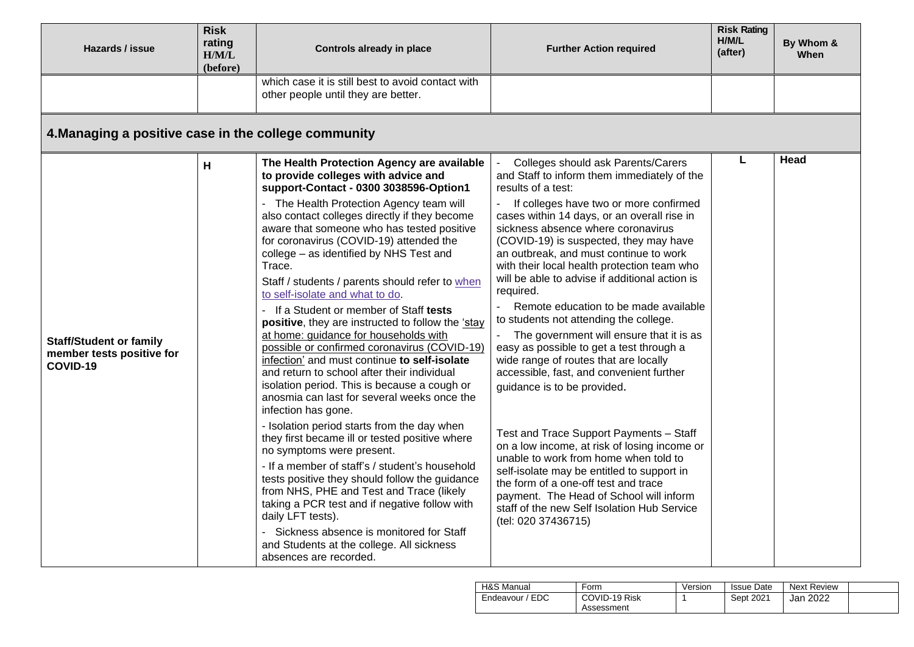| Hazards / issue | Risk rating H/M/L (before) | Controls already in place | Further Action required | Risk Rating H/M/L (after) | By Whom & When |
|---|---|---|---|---|---|
| | | which case it is still best to avoid contact with other people until they are better. | | | |

## 4. Managing a positive case in the college community

| Hazards / issue | Risk rating H/M/L (before) | Controls already in place | Further Action required | Risk Rating H/M/L (after) | By Whom & When |
|---|---|---|---|---|---|
| **Staff/Student or family member tests positive for COVID-19** | H | **The Health Protection Agency are available to provide colleges with advice and support-Contact - 0300 3038596-Option1**<br>- The Health Protection Agency team will also contact colleges directly if they become aware that someone who has tested positive for coronavirus (COVID-19) attended the college – as identified by NHS Test and Trace.<br>Staff / students / parents should refer to when to self-isolate and what to do.<br>- If a Student or member of Staff **tests positive**, they are instructed to follow the 'stay at home: guidance for households with possible or confirmed coronavirus (COVID-19) infection' and must continue **to self-isolate** and return to school after their individual isolation period. This is because a cough or anosmia can last for several weeks once the infection has gone.<br>- Isolation period starts from the day when they first became ill or tested positive where no symptoms were present.<br>- If a member of staff's / student's household tests positive they should follow the guidance from NHS, PHE and Test and Trace (likely taking a PCR test and if negative follow with daily LFT tests).<br>- Sickness absence is monitored for Staff and Students at the college. All sickness absences are recorded. | - Colleges should ask Parents/Carers and Staff to inform them immediately of the results of a test:<br>- If colleges have two or more confirmed cases within 14 days, or an overall rise in sickness absence where coronavirus (COVID-19) is suspected, they may have an outbreak, and must continue to work with their local health protection team who will be able to advise if additional action is required.<br>- Remote education to be made available to students not attending the college.<br>- The government will ensure that it is as easy as possible to get a test through a wide range of routes that are locally accessible, fast, and convenient further guidance is to be provided.<br><br>Test and Trace Support Payments – Staff on a low income, at risk of losing income or unable to work from home when told to self-isolate may be entitled to support in the form of a one-off test and trace payment. The Head of School will inform staff of the new Self Isolation Hub Service (tel: 020 37436715) | L | **Head** |

| H&S Manual | Form | Version | Issue Date | Next Review |
|---|---|---|---|---|
| Endeavour / EDC | COVID-19 Risk Assessment | 1 | Sept 2021 | Jan 2022 |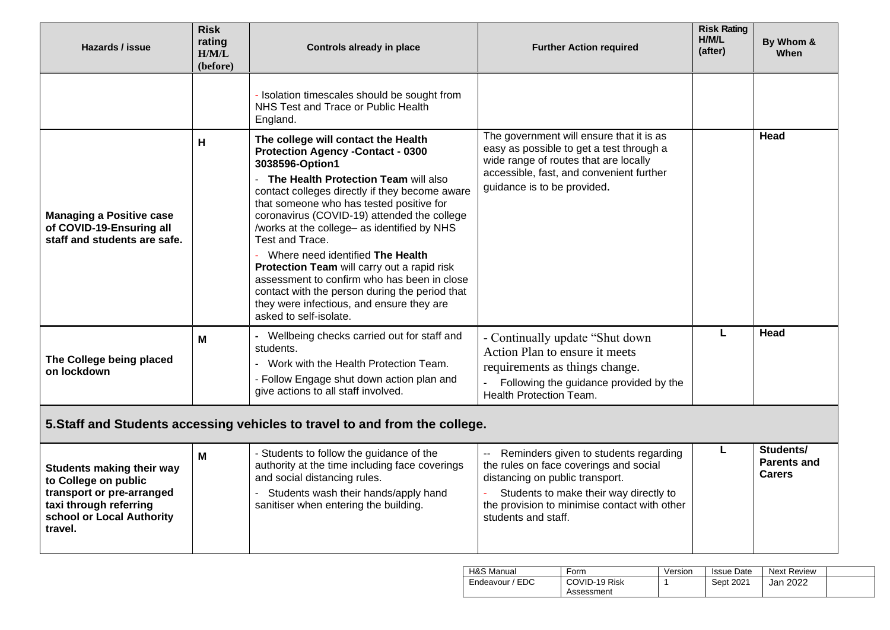| Hazards / issue | Risk rating H/M/L (before) | Controls already in place | Further Action required | Risk Rating H/M/L (after) | By Whom & When |
|---|---|---|---|---|---|
| | | - Isolation timescales should be sought from NHS Test and Trace or Public Health England. | | | |
| **Managing a Positive case of COVID-19-Ensuring all staff and students are safe.** | H | **The college will contact the Health Protection Agency -Contact - 0300 3038596-Option1**<br>- **The Health Protection Team** will also contact colleges directly if they become aware that someone who has tested positive for coronavirus (COVID-19) attended the college /works at the college– as identified by NHS Test and Trace.<br>- Where need identified **The Health Protection Team** will carry out a rapid risk assessment to confirm who has been in close contact with the person during the period that they were infectious, and ensure they are asked to self-isolate. | The government will ensure that it is as easy as possible to get a test through a wide range of routes that are locally accessible, fast, and convenient further guidance is to be provided. | | **Head** |
| **The College being placed on lockdown** | M | - Wellbeing checks carried out for staff and students.<br>- Work with the Health Protection Team.<br>- Follow Engage shut down action plan and give actions to all staff involved. | - Continually update "Shut down Action Plan to ensure it meets requirements as things change.<br>- Following the guidance provided by the Health Protection Team. | L | **Head** |
| **5.Staff and Students accessing vehicles to travel to and from the college.** | | | | | |
| **Students making their way to College on public transport or pre-arranged taxi through referring school or Local Authority travel.** | M | - Students to follow the guidance of the authority at the time including face coverings and social distancing rules.<br>- Students wash their hands/apply hand sanitiser when entering the building. | -- Reminders given to students regarding the rules on face coverings and social distancing on public transport.<br>- Students to make their way directly to the provision to minimise contact with other students and staff. | L | **Students/ Parents and Carers** |

| H&S Manual | Form | Version | Issue Date | Next Review |
|---|---|---|---|---|
| Endeavour / EDC | COVID-19 Risk Assessment | 1 | Sept 2021 | Jan 2022 |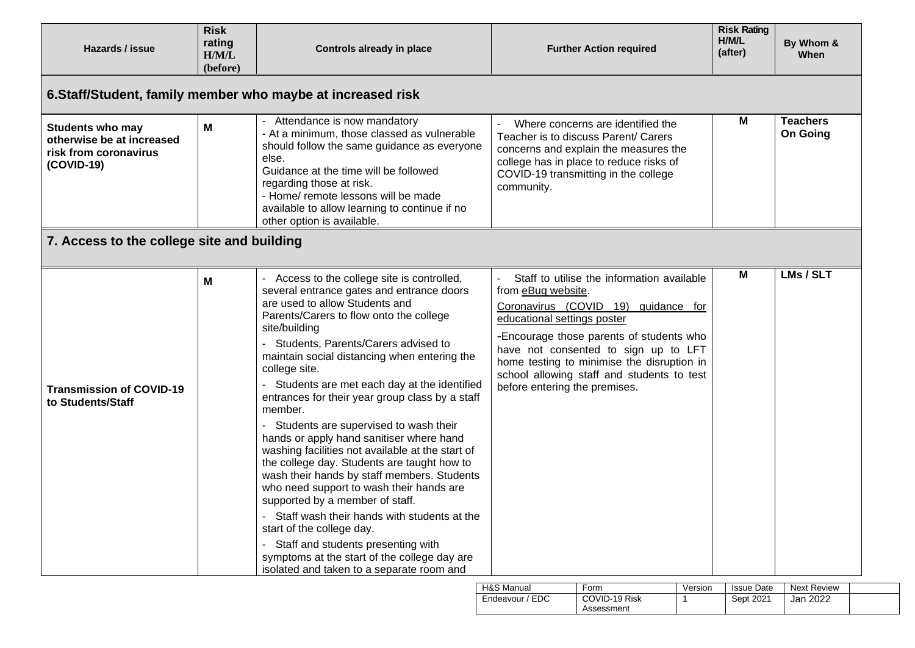| Hazards / issue | Risk rating H/M/L (before) | Controls already in place | Further Action required | Risk Rating H/M/L (after) | By Whom & When |
|---|---|---|---|---|---|
| **6.Staff/Student, family member who maybe at increased risk** | | | | | |
| **Students who may otherwise be at increased risk from coronavirus (COVID-19)** | **M** | - Attendance is now mandatory<br>- At a minimum, those classed as vulnerable should follow the same guidance as everyone else.<br>Guidance at the time will be followed regarding those at risk.<br>- Home/ remote lessons will be made available to allow learning to continue if no other option is available. | - Where concerns are identified the Teacher is to discuss Parent/ Carers concerns and explain the measures the college has in place to reduce risks of COVID-19 transmitting in the college community. | **M** | **Teachers On Going** |
| **7. Access to the college site and building** | | | | | |
| **Transmission of COVID-19 to Students/Staff** | **M** | - Access to the college site is controlled, several entrance gates and entrance doors are used to allow Students and Parents/Carers to flow onto the college site/building<br>- Students, Parents/Carers advised to maintain social distancing when entering the college site.<br>- Students are met each day at the identified entrances for their year group class by a staff member.<br>- Students are supervised to wash their hands or apply hand sanitiser where hand washing facilities not available at the start of the college day. Students are taught how to wash their hands by staff members. Students who need support to wash their hands are supported by a member of staff.<br>- Staff wash their hands with students at the start of the college day.<br>- Staff and students presenting with symptoms at the start of the college day are isolated and taken to a separate room and | - Staff to utilise the information available from eBug website.<br>Coronavirus (COVID 19) guidance for educational settings poster<br>-Encourage those parents of students who have not consented to sign up to LFT home testing to minimise the disruption in school allowing staff and students to test before entering the premises. | **M** | **LMs / SLT** |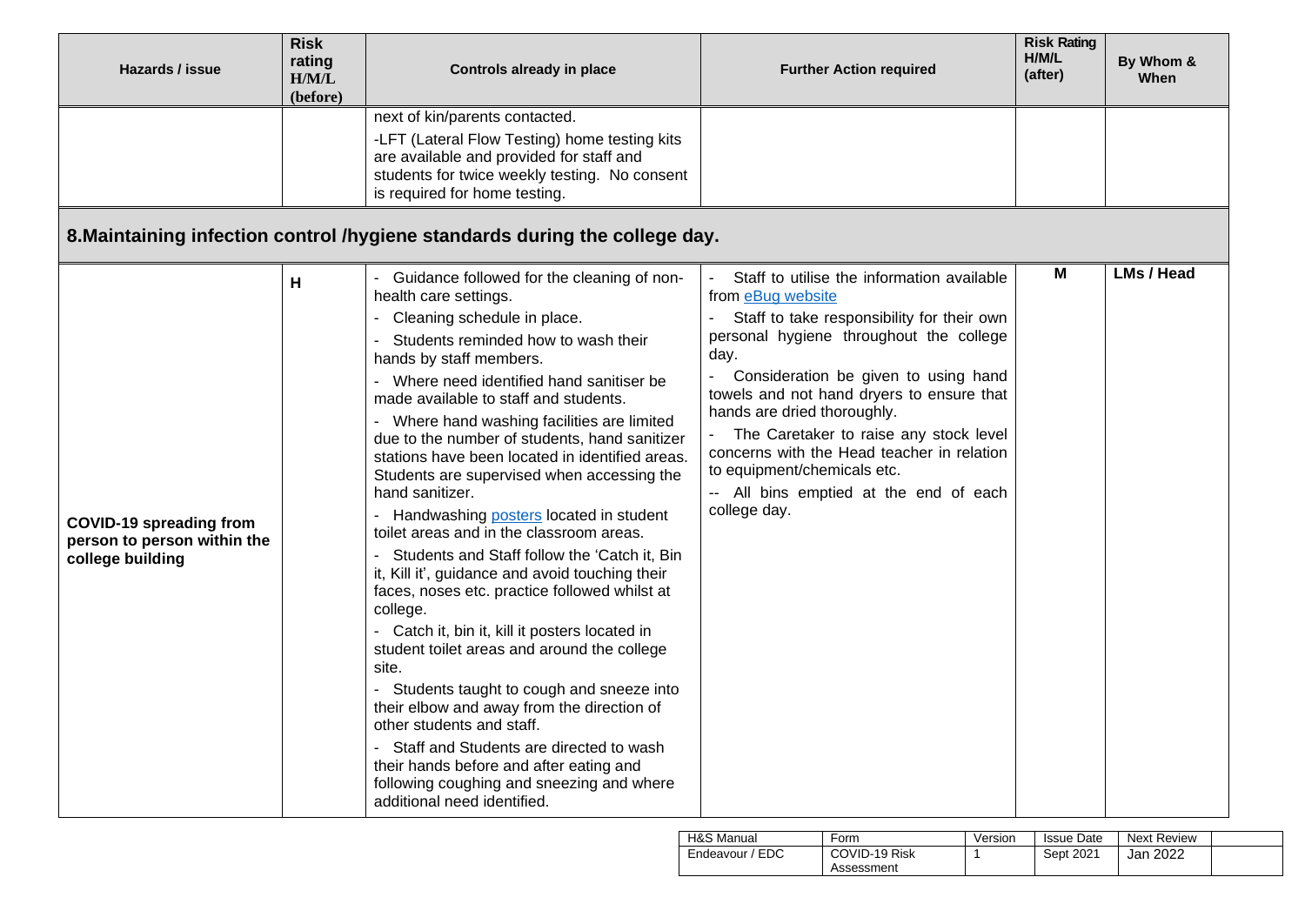| Hazards / issue | Risk rating H/M/L (before) | Controls already in place | Further Action required | Risk Rating H/M/L (after) | By Whom & When |
|---|---|---|---|---|---|
| | | next of kin/parents contacted.<br>-LFT (Lateral Flow Testing) home testing kits are available and provided for staff and students for twice weekly testing. No consent is required for home testing. | | | |
| **8.Maintaining infection control /hygiene standards during the college day.** | | | | | |
| **COVID-19 spreading from person to person within the college building** | H | - Guidance followed for the cleaning of non-health care settings.<br>- Cleaning schedule in place.<br>- Students reminded how to wash their hands by staff members.<br>- Where need identified hand sanitiser be made available to staff and students.<br>- Where hand washing facilities are limited due to the number of students, hand sanitizer stations have been located in identified areas. Students are supervised when accessing the hand sanitizer.<br>- Handwashing posters located in student toilet areas and in the classroom areas.<br>- Students and Staff follow the 'Catch it, Bin it, Kill it', guidance and avoid touching their faces, noses etc. practice followed whilst at college.<br>- Catch it, bin it, kill it posters located in student toilet areas and around the college site.<br>- Students taught to cough and sneeze into their elbow and away from the direction of other students and staff.<br>- Staff and Students are directed to wash their hands before and after eating and following coughing and sneezing and where additional need identified. | - Staff to utilise the information available from eBug website<br>- Staff to take responsibility for their own personal hygiene throughout the college day.<br>- Consideration be given to using hand towels and not hand dryers to ensure that hands are dried thoroughly.<br>- The Caretaker to raise any stock level concerns with the Head teacher in relation to equipment/chemicals etc.<br>-- All bins emptied at the end of each college day. | M | **LMs / Head** |

| H&S Manual | Form | Version | Issue Date | Next Review |
|---|---|---|---|---|
| Endeavour / EDC | COVID-19 Risk Assessment | 1 | Sept 2021 | Jan 2022 |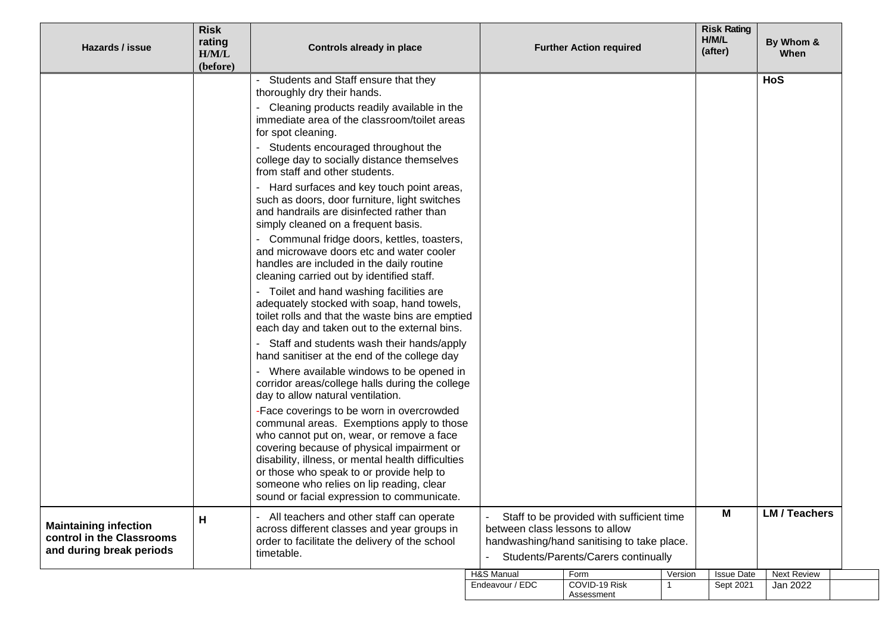| Hazards / issue | Risk rating H/M/L (before) | Controls already in place | Further Action required | Risk Rating H/M/L (after) | By Whom & When |
|---|---|---|---|---|---|
| | | - Students and Staff ensure that they thoroughly dry their hands.<br>- Cleaning products readily available in the immediate area of the classroom/toilet areas for spot cleaning.<br>- Students encouraged throughout the college day to socially distance themselves from staff and other students.<br>- Hard surfaces and key touch point areas, such as doors, door furniture, light switches and handrails are disinfected rather than simply cleaned on a frequent basis.<br>- Communal fridge doors, kettles, toasters, and microwave doors etc and water cooler handles are included in the daily routine cleaning carried out by identified staff.<br>- Toilet and hand washing facilities are adequately stocked with soap, hand towels, toilet rolls and that the waste bins are emptied each day and taken out to the external bins.<br>- Staff and students wash their hands/apply hand sanitiser at the end of the college day<br>- Where available windows to be opened in corridor areas/college halls during the college day to allow natural ventilation.<br>-Face coverings to be worn in overcrowded communal areas. Exemptions apply to those who cannot put on, wear, or remove a face covering because of physical impairment or disability, illness, or mental health difficulties or those who speak to or provide help to someone who relies on lip reading, clear sound or facial expression to communicate. | | | **HoS** |
| **Maintaining infection control in the Classrooms and during break periods** | **H** | - All teachers and other staff can operate across different classes and year groups in order to facilitate the delivery of the school timetable. | - Staff to be provided with sufficient time between class lessons to allow handwashing/hand sanitising to take place.<br>- Students/Parents/Carers continually | **M** | **LM / Teachers** |

| H&S Manual | Form | Version | Issue Date | Next Review |
|---|---|---|---|---|
| Endeavour / EDC | COVID-19 Risk Assessment | 1 | Sept 2021 | Jan 2022 |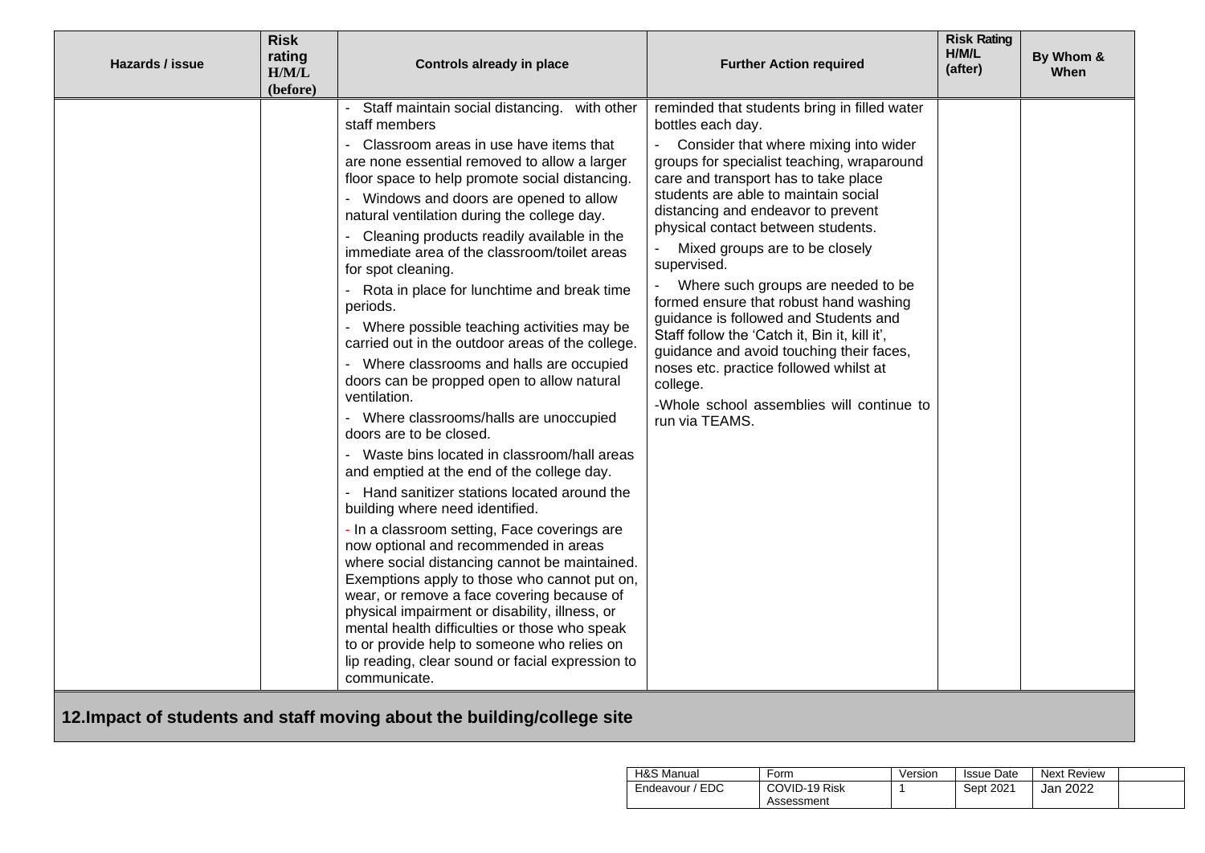| Hazards / issue | Risk rating H/M/L (before) | Controls already in place | Further Action required | Risk Rating H/M/L (after) | By Whom & When |
|---|---|---|---|---|---|
| | | - Staff maintain social distancing. with other staff members<br>- Classroom areas in use have items that are none essential removed to allow a larger floor space to help promote social distancing.<br>- Windows and doors are opened to allow natural ventilation during the college day.<br>- Cleaning products readily available in the immediate area of the classroom/toilet areas for spot cleaning.<br>- Rota in place for lunchtime and break time periods.<br>- Where possible teaching activities may be carried out in the outdoor areas of the college.<br>- Where classrooms and halls are occupied doors can be propped open to allow natural ventilation.<br>- Where classrooms/halls are unoccupied doors are to be closed.<br>- Waste bins located in classroom/hall areas and emptied at the end of the college day.<br>- Hand sanitizer stations located around the building where need identified.<br>- In a classroom setting, Face coverings are now optional and recommended in areas where social distancing cannot be maintained. Exemptions apply to those who cannot put on, wear, or remove a face covering because of physical impairment or disability, illness, or mental health difficulties or those who speak to or provide help to someone who relies on lip reading, clear sound or facial expression to communicate. | reminded that students bring in filled water bottles each day.<br>- Consider that where mixing into wider groups for specialist teaching, wraparound care and transport has to take place students are able to maintain social distancing and endeavor to prevent physical contact between students.<br>- Mixed groups are to be closely supervised.<br>- Where such groups are needed to be formed ensure that robust hand washing guidance is followed and Students and Staff follow the 'Catch it, Bin it, kill it', guidance and avoid touching their faces, noses etc. practice followed whilst at college.<br>-Whole school assemblies will continue to run via TEAMS. | | |

## 12.Impact of students and staff moving about the building/college site

| H&S Manual | Form | Version | Issue Date | Next Review |
|---|---|---|---|---|
| Endeavour / EDC | COVID-19 Risk Assessment | 1 | Sept 2021 | Jan 2022 |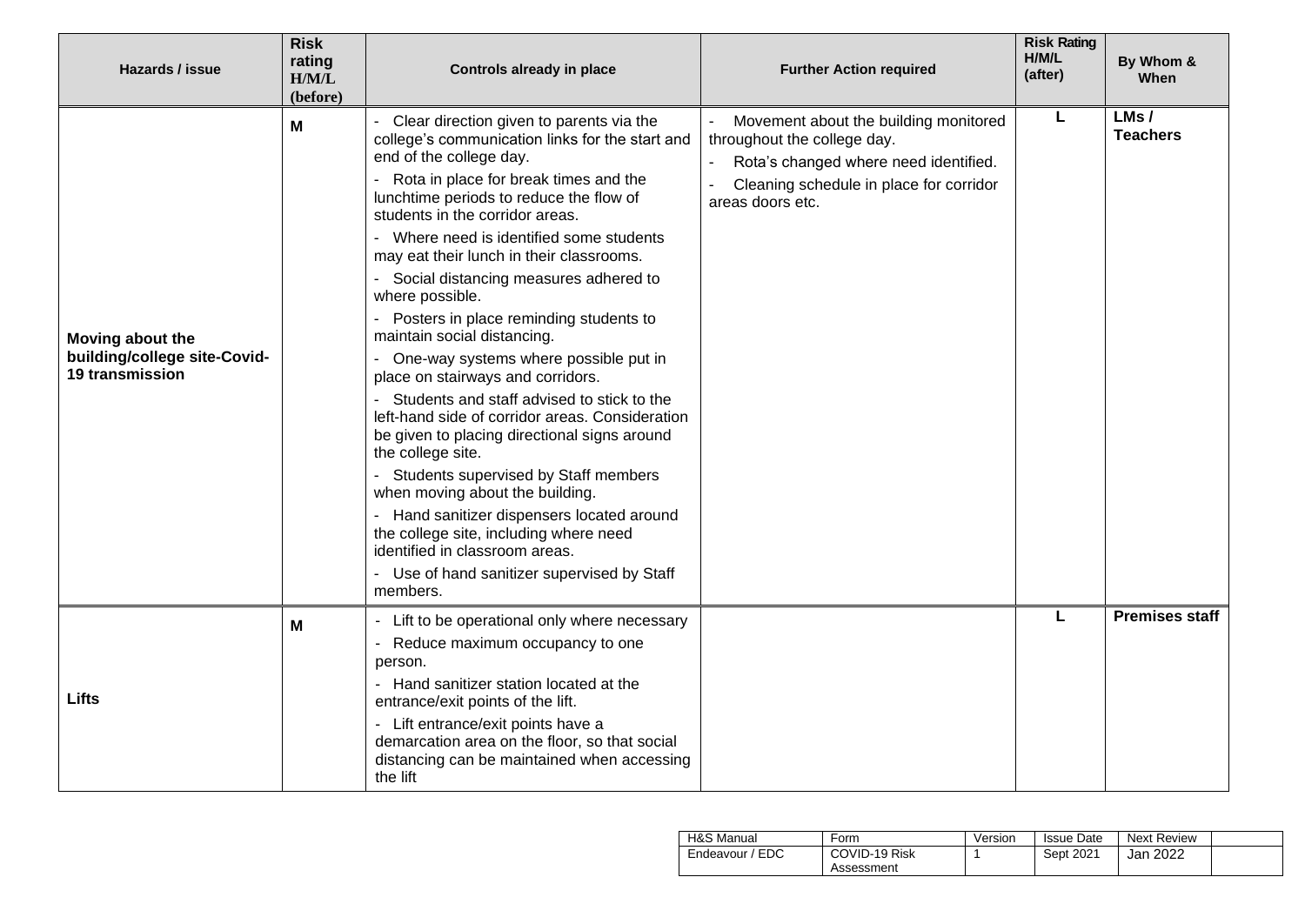| Hazards / issue | Risk rating H/M/L (before) | Controls already in place | Further Action required | Risk Rating H/M/L (after) | By Whom & When |
|---|---|---|---|---|---|
| **Moving about the building/college site-Covid-19 transmission** | **M** | - Clear direction given to parents via the college's communication links for the start and end of the college day.<br>- Rota in place for break times and the lunchtime periods to reduce the flow of students in the corridor areas.<br>- Where need is identified some students may eat their lunch in their classrooms.<br>- Social distancing measures adhered to where possible.<br>- Posters in place reminding students to maintain social distancing.<br>- One-way systems where possible put in place on stairways and corridors.<br>- Students and staff advised to stick to the left-hand side of corridor areas. Consideration be given to placing directional signs around the college site.<br>- Students supervised by Staff members when moving about the building.<br>- Hand sanitizer dispensers located around the college site, including where need identified in classroom areas.<br>- Use of hand sanitizer supervised by Staff members. | - Movement about the building monitored throughout the college day.<br>- Rota's changed where need identified.<br>- Cleaning schedule in place for corridor areas doors etc. | **L** | **LMs / Teachers** |
| **Lifts** | **M** | - Lift to be operational only where necessary<br>- Reduce maximum occupancy to one person.<br>- Hand sanitizer station located at the entrance/exit points of the lift.<br>- Lift entrance/exit points have a demarcation area on the floor, so that social distancing can be maintained when accessing the lift | | **L** | **Premises staff** |

| H&S Manual | Form | Version | Issue Date | Next Review |
|---|---|---|---|---|
| Endeavour / EDC | COVID-19 Risk Assessment | 1 | Sept 2021 | Jan 2022 |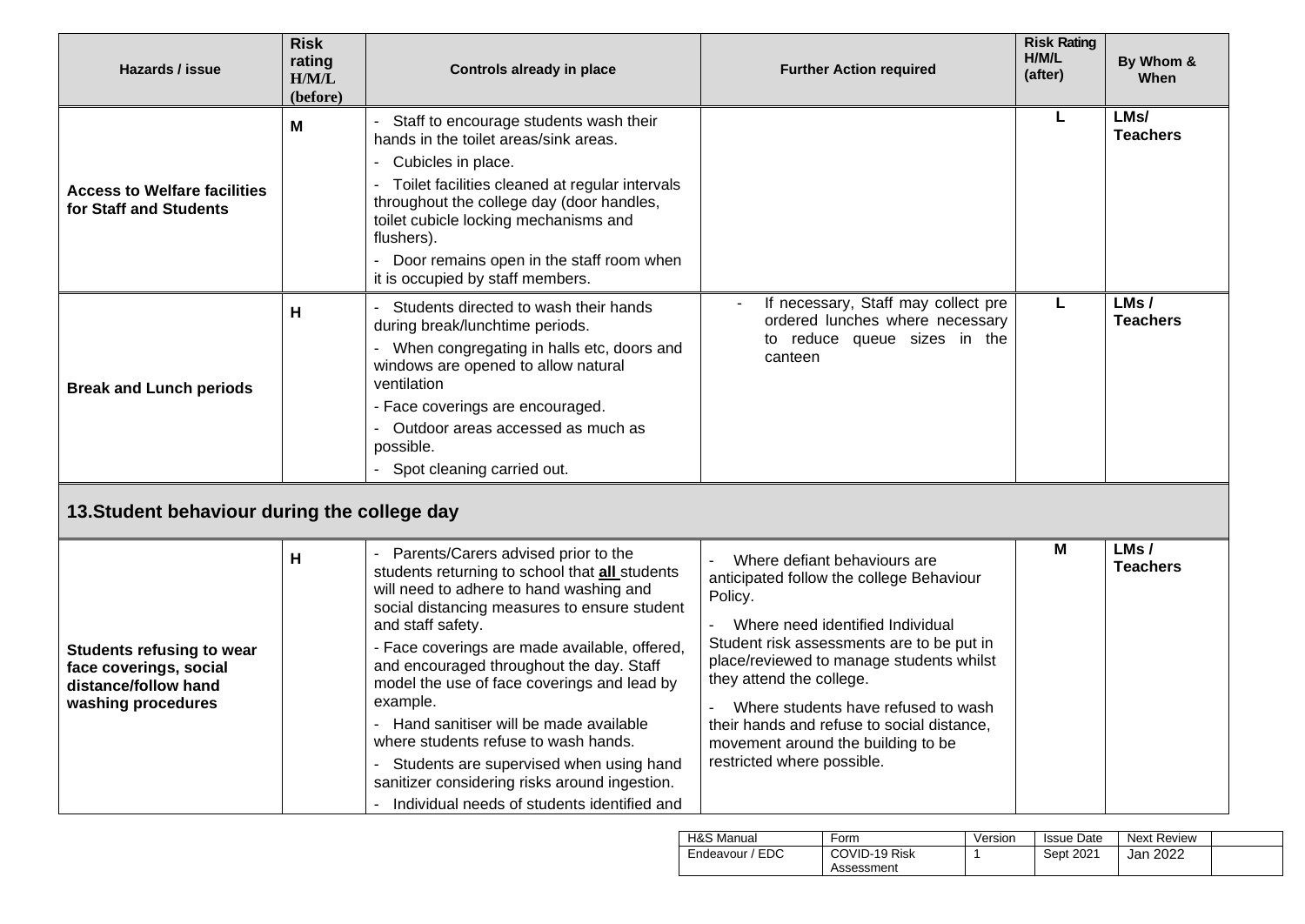| Hazards / issue | Risk rating H/M/L (before) | Controls already in place | Further Action required | Risk Rating H/M/L (after) | By Whom & When |
|---|---|---|---|---|---|
| **Access to Welfare facilities for Staff and Students** | **M** | - Staff to encourage students wash their hands in the toilet areas/sink areas.<br>- Cubicles in place.<br>- Toilet facilities cleaned at regular intervals throughout the college day (door handles, toilet cubicle locking mechanisms and flushers).<br>- Door remains open in the staff room when it is occupied by staff members. | | **L** | **LMs/ Teachers** |
| **Break and Lunch periods** | **H** | - Students directed to wash their hands during break/lunchtime periods.<br>- When congregating in halls etc, doors and windows are opened to allow natural ventilation<br>- Face coverings are encouraged.<br>- Outdoor areas accessed as much as possible.<br>- Spot cleaning carried out. | - If necessary, Staff may collect pre ordered lunches where necessary to reduce queue sizes in the canteen | **L** | **LMs / Teachers** |

## 13.Student behaviour during the college day

| Hazards / issue | Risk rating H/M/L (before) | Controls already in place | Further Action required | Risk Rating H/M/L (after) | By Whom & When |
|---|---|---|---|---|---|
| **Students refusing to wear face coverings, social distance/follow hand washing procedures** | **H** | - Parents/Carers advised prior to the students returning to school that **all** students will need to adhere to hand washing and social distancing measures to ensure student and staff safety.<br>- Face coverings are made available, offered, and encouraged throughout the day. Staff model the use of face coverings and lead by example.<br>- Hand sanitiser will be made available where students refuse to wash hands.<br>- Students are supervised when using hand sanitizer considering risks around ingestion.<br>- Individual needs of students identified and | - Where defiant behaviours are anticipated follow the college Behaviour Policy.<br>- Where need identified Individual Student risk assessments are to be put in place/reviewed to manage students whilst they attend the college.<br>- Where students have refused to wash their hands and refuse to social distance, movement around the building to be restricted where possible. | **M** | **LMs / Teachers** |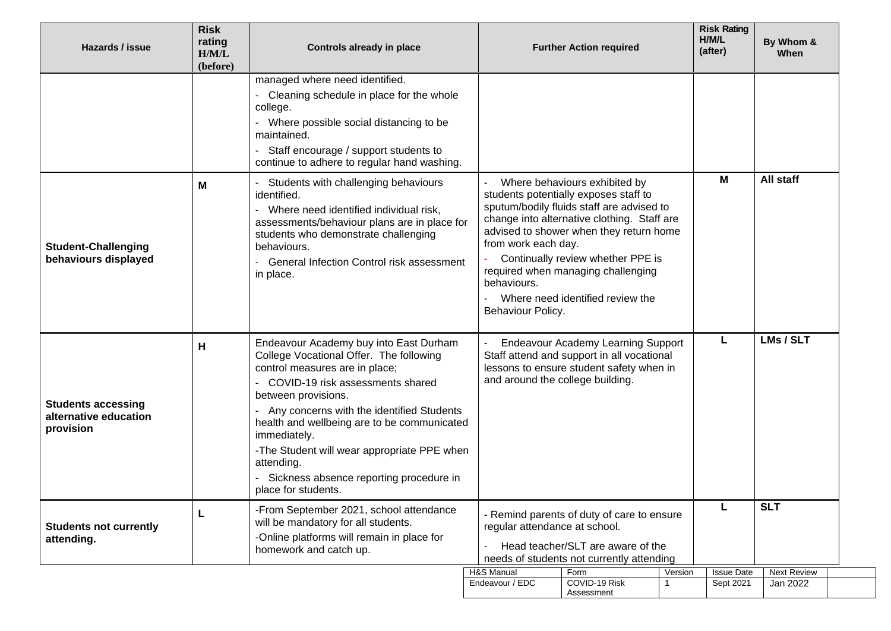| Hazards / issue | Risk rating H/M/L (before) | Controls already in place | Further Action required | Risk Rating H/M/L (after) | By Whom & When |
|---|---|---|---|---|---|
| | | managed where need identified.<br>- Cleaning schedule in place for the whole college.<br>- Where possible social distancing to be maintained.<br>- Staff encourage / support students to continue to adhere to regular hand washing. | | | |
| **Student-Challenging behaviours displayed** | **M** | - Students with challenging behaviours identified.<br>- Where need identified individual risk, assessments/behaviour plans are in place for students who demonstrate challenging behaviours.<br>- General Infection Control risk assessment in place. | - Where behaviours exhibited by students potentially exposes staff to sputum/bodily fluids staff are advised to change into alternative clothing. Staff are advised to shower when they return home from work each day.<br>- Continually review whether PPE is required when managing challenging behaviours.<br>- Where need identified review the Behaviour Policy. | **M** | **All staff** |
| **Students accessing alternative education provision** | **H** | Endeavour Academy buy into East Durham College Vocational Offer. The following control measures are in place;<br>- COVID-19 risk assessments shared between provisions.<br>- Any concerns with the identified Students health and wellbeing are to be communicated immediately.<br>-The Student will wear appropriate PPE when attending.<br>- Sickness absence reporting procedure in place for students. | - Endeavour Academy Learning Support Staff attend and support in all vocational lessons to ensure student safety when in and around the college building. | **L** | **LMs / SLT** |
| **Students not currently attending.** | **L** | -From September 2021, school attendance will be mandatory for all students.<br>-Online platforms will remain in place for homework and catch up. | - Remind parents of duty of care to ensure regular attendance at school.<br>- Head teacher/SLT are aware of the needs of students not currently attending | **L** | **SLT** |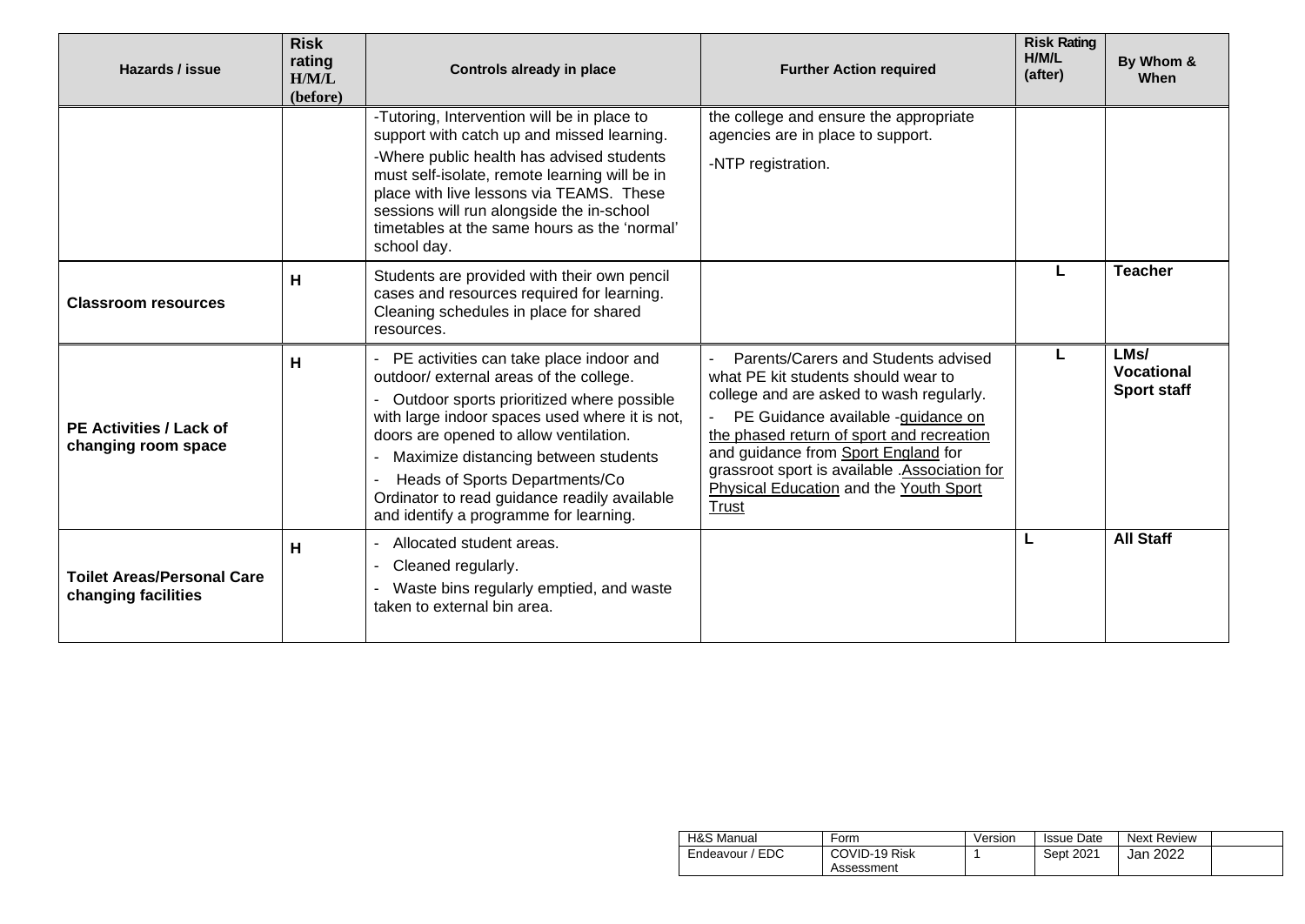| Hazards / issue | Risk rating H/M/L (before) | Controls already in place | Further Action required | Risk Rating H/M/L (after) | By Whom & When |
|---|---|---|---|---|---|
| | | -Tutoring, Intervention will be in place to support with catch up and missed learning.<br>-Where public health has advised students must self-isolate, remote learning will be in place with live lessons via TEAMS. These sessions will run alongside the in-school timetables at the same hours as the 'normal' school day. | the college and ensure the appropriate agencies are in place to support.<br>-NTP registration. | | |
| **Classroom resources** | H | Students are provided with their own pencil cases and resources required for learning. Cleaning schedules in place for shared resources. | | L | **Teacher** |
| **PE Activities / Lack of changing room space** | H | - PE activities can take place indoor and outdoor/ external areas of the college.<br>- Outdoor sports prioritized where possible with large indoor spaces used where it is not, doors are opened to allow ventilation.<br>- Maximize distancing between students<br>- Heads of Sports Departments/Co Ordinator to read guidance readily available and identify a programme for learning. | - Parents/Carers and Students advised what PE kit students should wear to college and are asked to wash regularly.<br>- PE Guidance available -guidance on the phased return of sport and recreation and guidance from Sport England for grassroot sport is available .Association for Physical Education and the Youth Sport Trust | L | **LMs/ Vocational Sport staff** |
| **Toilet Areas/Personal Care changing facilities** | H | - Allocated student areas.<br>- Cleaned regularly.<br>- Waste bins regularly emptied, and waste taken to external bin area. | | L | **All Staff** |